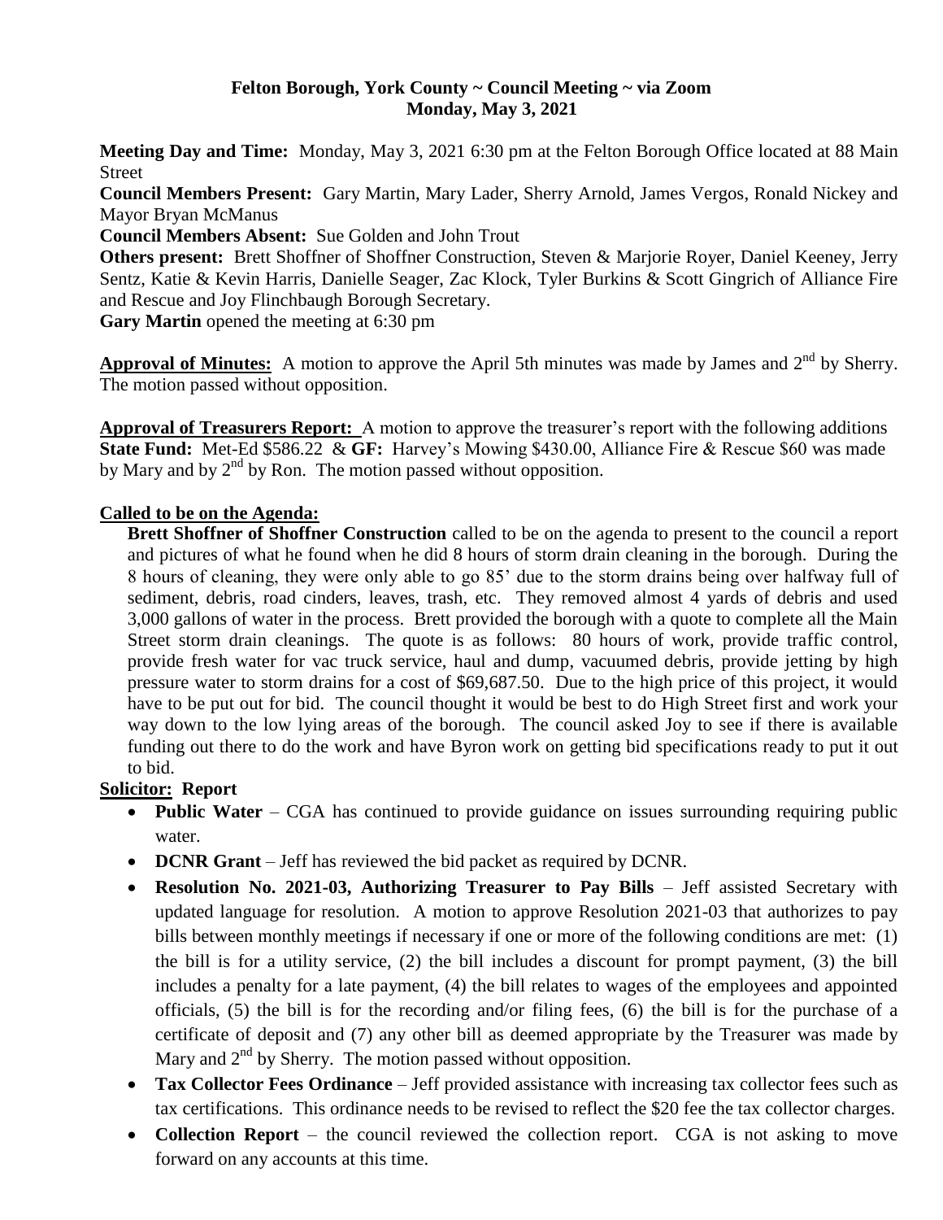**Felton Borough, York County ~ Council Meeting ~ via Zoom**
**Monday, May 3, 2021**

**Meeting Day and Time:** Monday, May 3, 2021 6:30 pm at the Felton Borough Office located at 88 Main Street

**Council Members Present:** Gary Martin, Mary Lader, Sherry Arnold, James Vergos, Ronald Nickey and Mayor Bryan McManus

**Council Members Absent:** Sue Golden and John Trout

**Others present:** Brett Shoffner of Shoffner Construction, Steven & Marjorie Royer, Daniel Keeney, Jerry Sentz, Katie & Kevin Harris, Danielle Seager, Zac Klock, Tyler Burkins & Scott Gingrich of Alliance Fire and Rescue and Joy Flinchbaugh Borough Secretary.

**Gary Martin** opened the meeting at 6:30 pm

**Approval of Minutes:** A motion to approve the April 5th minutes was made by James and 2nd by Sherry. The motion passed without opposition.

**Approval of Treasurers Report:** A motion to approve the treasurer's report with the following additions **State Fund:** Met-Ed $586.22 & **GF:** Harvey's Mowing $430.00, Alliance Fire & Rescue $60 was made by Mary and by 2nd by Ron. The motion passed without opposition.

**Called to be on the Agenda:**

**Brett Shoffner of Shoffner Construction** called to be on the agenda to present to the council a report and pictures of what he found when he did 8 hours of storm drain cleaning in the borough. During the 8 hours of cleaning, they were only able to go 85' due to the storm drains being over halfway full of sediment, debris, road cinders, leaves, trash, etc. They removed almost 4 yards of debris and used 3,000 gallons of water in the process. Brett provided the borough with a quote to complete all the Main Street storm drain cleanings. The quote is as follows: 80 hours of work, provide traffic control, provide fresh water for vac truck service, haul and dump, vacuumed debris, provide jetting by high pressure water to storm drains for a cost of $69,687.50. Due to the high price of this project, it would have to be put out for bid. The council thought it would be best to do High Street first and work your way down to the low lying areas of the borough. The council asked Joy to see if there is available funding out there to do the work and have Byron work on getting bid specifications ready to put it out to bid.

**Solicitor: Report**

- **Public Water** – CGA has continued to provide guidance on issues surrounding requiring public water.
- **DCNR Grant** – Jeff has reviewed the bid packet as required by DCNR.
- **Resolution No. 2021-03, Authorizing Treasurer to Pay Bills** – Jeff assisted Secretary with updated language for resolution. A motion to approve Resolution 2021-03 that authorizes to pay bills between monthly meetings if necessary if one or more of the following conditions are met: (1) the bill is for a utility service, (2) the bill includes a discount for prompt payment, (3) the bill includes a penalty for a late payment, (4) the bill relates to wages of the employees and appointed officials, (5) the bill is for the recording and/or filing fees, (6) the bill is for the purchase of a certificate of deposit and (7) any other bill as deemed appropriate by the Treasurer was made by Mary and 2nd by Sherry. The motion passed without opposition.
- **Tax Collector Fees Ordinance** – Jeff provided assistance with increasing tax collector fees such as tax certifications. This ordinance needs to be revised to reflect the $20 fee the tax collector charges.
- **Collection Report** – the council reviewed the collection report. CGA is not asking to move forward on any accounts at this time.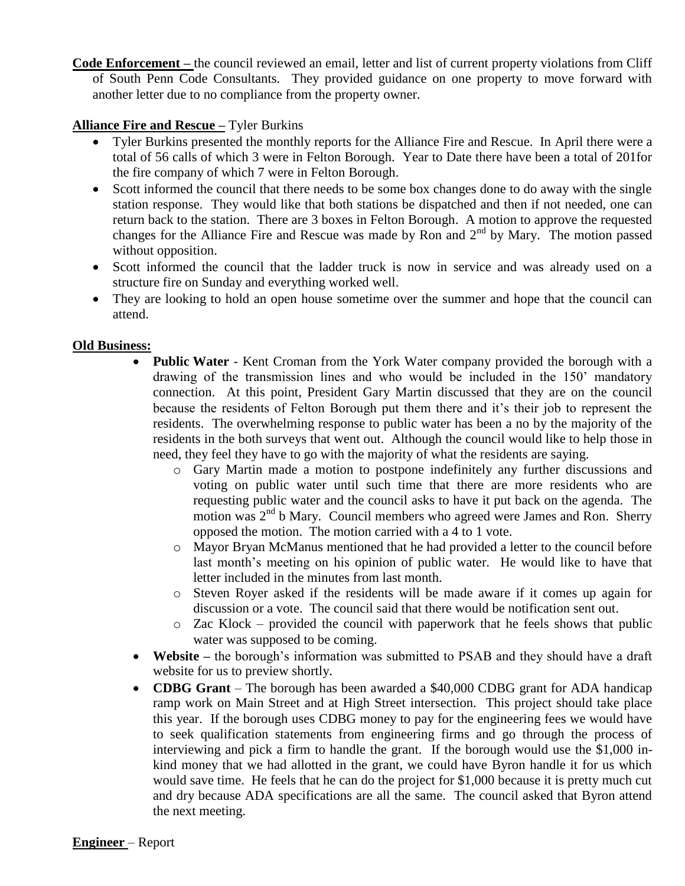**Code Enforcement –** the council reviewed an email, letter and list of current property violations from Cliff of South Penn Code Consultants. They provided guidance on one property to move forward with another letter due to no compliance from the property owner.

**Alliance Fire and Rescue –** Tyler Burkins

- Tyler Burkins presented the monthly reports for the Alliance Fire and Rescue. In April there were a total of 56 calls of which 3 were in Felton Borough. Year to Date there have been a total of 201for the fire company of which 7 were in Felton Borough.
- Scott informed the council that there needs to be some box changes done to do away with the single station response. They would like that both stations be dispatched and then if not needed, one can return back to the station. There are 3 boxes in Felton Borough. A motion to approve the requested changes for the Alliance Fire and Rescue was made by Ron and 2nd by Mary. The motion passed without opposition.
- Scott informed the council that the ladder truck is now in service and was already used on a structure fire on Sunday and everything worked well.
- They are looking to hold an open house sometime over the summer and hope that the council can attend.

**Old Business:**

- **Public Water** - Kent Croman from the York Water company provided the borough with a drawing of the transmission lines and who would be included in the 150' mandatory connection. At this point, President Gary Martin discussed that they are on the council because the residents of Felton Borough put them there and it's their job to represent the residents. The overwhelming response to public water has been a no by the majority of the residents in the both surveys that went out. Although the council would like to help those in need, they feel they have to go with the majority of what the residents are saying.
  - Gary Martin made a motion to postpone indefinitely any further discussions and voting on public water until such time that there are more residents who are requesting public water and the council asks to have it put back on the agenda. The motion was 2nd b Mary. Council members who agreed were James and Ron. Sherry opposed the motion. The motion carried with a 4 to 1 vote.
  - Mayor Bryan McManus mentioned that he had provided a letter to the council before last month's meeting on his opinion of public water. He would like to have that letter included in the minutes from last month.
  - Steven Royer asked if the residents will be made aware if it comes up again for discussion or a vote. The council said that there would be notification sent out.
  - Zac Klock – provided the council with paperwork that he feels shows that public water was supposed to be coming.
- **Website –** the borough's information was submitted to PSAB and they should have a draft website for us to preview shortly.
- **CDBG Grant** – The borough has been awarded a $40,000 CDBG grant for ADA handicap ramp work on Main Street and at High Street intersection. This project should take place this year. If the borough uses CDBG money to pay for the engineering fees we would have to seek qualification statements from engineering firms and go through the process of interviewing and pick a firm to handle the grant. If the borough would use the $1,000 in-kind money that we had allotted in the grant, we could have Byron handle it for us which would save time. He feels that he can do the project for $1,000 because it is pretty much cut and dry because ADA specifications are all the same. The council asked that Byron attend the next meeting.

**Engineer** – Report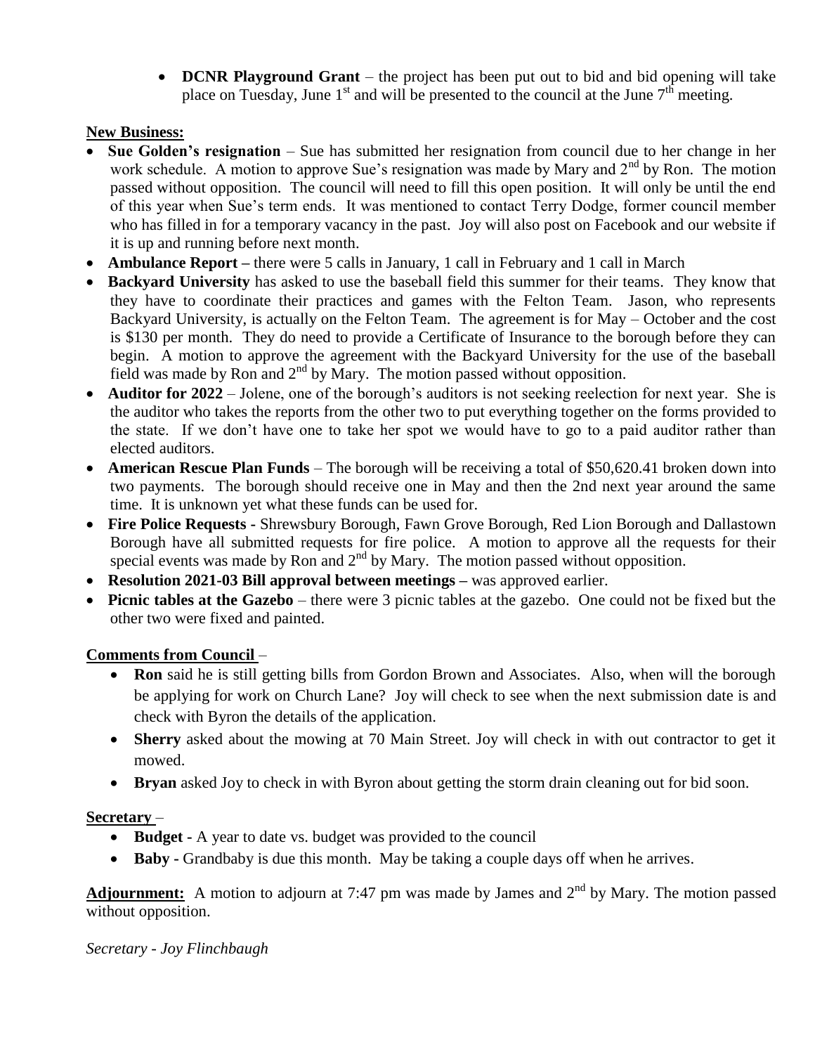- **DCNR Playground Grant** – the project has been put out to bid and bid opening will take place on Tuesday, June 1st and will be presented to the council at the June 7th meeting.

**New Business:**

- **Sue Golden's resignation** – Sue has submitted her resignation from council due to her change in her work schedule. A motion to approve Sue's resignation was made by Mary and 2nd by Ron. The motion passed without opposition. The council will need to fill this open position. It will only be until the end of this year when Sue's term ends. It was mentioned to contact Terry Dodge, former council member who has filled in for a temporary vacancy in the past. Joy will also post on Facebook and our website if it is up and running before next month.
- **Ambulance Report –** there were 5 calls in January, 1 call in February and 1 call in March
- **Backyard University** has asked to use the baseball field this summer for their teams. They know that they have to coordinate their practices and games with the Felton Team. Jason, who represents Backyard University, is actually on the Felton Team. The agreement is for May – October and the cost is $130 per month. They do need to provide a Certificate of Insurance to the borough before they can begin. A motion to approve the agreement with the Backyard University for the use of the baseball field was made by Ron and 2nd by Mary. The motion passed without opposition.
- **Auditor for 2022** – Jolene, one of the borough's auditors is not seeking reelection for next year. She is the auditor who takes the reports from the other two to put everything together on the forms provided to the state. If we don't have one to take her spot we would have to go to a paid auditor rather than elected auditors.
- **American Rescue Plan Funds** – The borough will be receiving a total of $50,620.41 broken down into two payments. The borough should receive one in May and then the 2nd next year around the same time. It is unknown yet what these funds can be used for.
- **Fire Police Requests -** Shrewsbury Borough, Fawn Grove Borough, Red Lion Borough and Dallastown Borough have all submitted requests for fire police. A motion to approve all the requests for their special events was made by Ron and 2nd by Mary. The motion passed without opposition.
- **Resolution 2021-03 Bill approval between meetings –** was approved earlier.
- **Picnic tables at the Gazebo** – there were 3 picnic tables at the gazebo. One could not be fixed but the other two were fixed and painted.

**Comments from Council** –

- **Ron** said he is still getting bills from Gordon Brown and Associates. Also, when will the borough be applying for work on Church Lane? Joy will check to see when the next submission date is and check with Byron the details of the application.
- **Sherry** asked about the mowing at 70 Main Street. Joy will check in with out contractor to get it mowed.
- **Bryan** asked Joy to check in with Byron about getting the storm drain cleaning out for bid soon.

**Secretary** –

- **Budget -** A year to date vs. budget was provided to the council
- **Baby -** Grandbaby is due this month. May be taking a couple days off when he arrives.

**Adjournment:** A motion to adjourn at 7:47 pm was made by James and 2nd by Mary. The motion passed without opposition.

*Secretary - Joy Flinchbaugh*